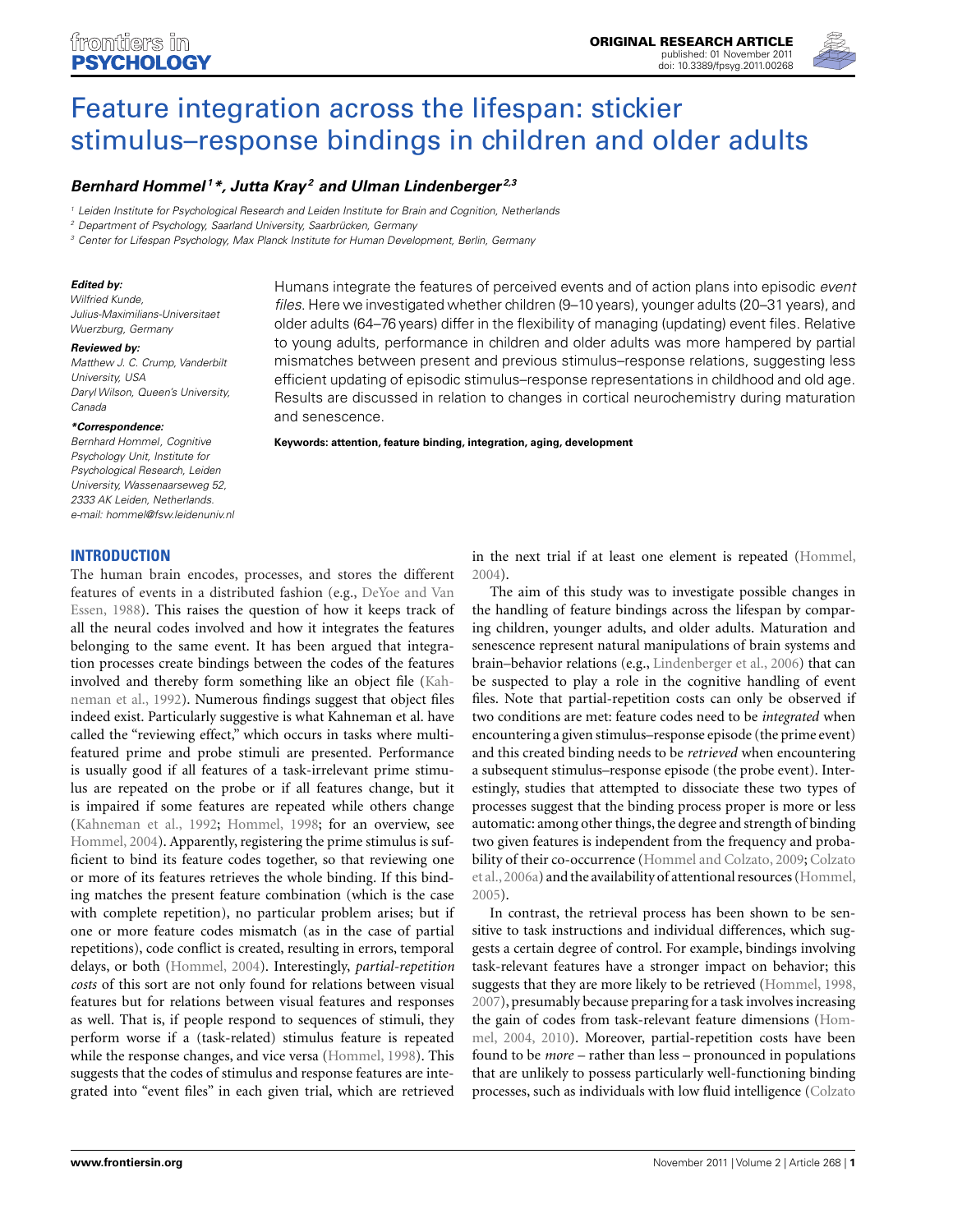# Feature integration across the lifespan: stickier stimulus–response bindings in children and older adults

***Bernhard Hommel[1]\*, Jutta Kray[2] and Ulman Lindenberger[2,3]***

[1] Leiden Institute for Psychological Research and Leiden Institute for Brain and Cognition, Netherlands

[2] Department of Psychology, Saarland University, Saarbrücken, Germany

[3] Center for Lifespan Psychology, Max Planck Institute for Human Development, Berlin, Germany

***Edited by:***
*Wilfried Kunde, Julius-Maximilians-Universitaet Wuerzburg, Germany*

***Reviewed by:***
*Matthew J. C. Crump, Vanderbilt University, USA*
*Daryl Wilson, Queen's University, Canada*

***\*Correspondence:***
*Bernhard Hommel, Cognitive Psychology Unit, Institute for Psychological Research, Leiden University, Wassenaarseweg 52, 2333 AK Leiden, Netherlands.*
*e-mail: hommel@fsw.leidenuniv.nl*

Humans integrate the features of perceived events and of action plans into episodic *event files*. Here we investigated whether children (9–10 years), younger adults (20–31 years), and older adults (64–76 years) differ in the flexibility of managing (updating) event files. Relative to young adults, performance in children and older adults was more hampered by partial mismatches between present and previous stimulus–response relations, suggesting less efficient updating of episodic stimulus–response representations in childhood and old age. Results are discussed in relation to changes in cortical neurochemistry during maturation and senescence.

**Keywords: attention, feature binding, integration, aging, development**

## INTRODUCTION

The human brain encodes, processes, and stores the different features of events in a distributed fashion (e.g., DeYoe and Van Essen, 1988). This raises the question of how it keeps track of all the neural codes involved and how it integrates the features belonging to the same event. It has been argued that integration processes create bindings between the codes of the features involved and thereby form something like an object file (Kahneman et al., 1992). Numerous findings suggest that object files indeed exist. Particularly suggestive is what Kahneman et al. have called the "reviewing effect," which occurs in tasks where multi-featured prime and probe stimuli are presented. Performance is usually good if all features of a task-irrelevant prime stimulus are repeated on the probe or if all features change, but it is impaired if some features are repeated while others change (Kahneman et al., 1992; Hommel, 1998; for an overview, see Hommel, 2004). Apparently, registering the prime stimulus is sufficient to bind its feature codes together, so that reviewing one or more of its features retrieves the whole binding. If this binding matches the present feature combination (which is the case with complete repetition), no particular problem arises; but if one or more feature codes mismatch (as in the case of partial repetitions), code conflict is created, resulting in errors, temporal delays, or both (Hommel, 2004). Interestingly, *partial-repetition costs* of this sort are not only found for relations between visual features but for relations between visual features and responses as well. That is, if people respond to sequences of stimuli, they perform worse if a (task-related) stimulus feature is repeated while the response changes, and vice versa (Hommel, 1998). This suggests that the codes of stimulus and response features are integrated into "event files" in each given trial, which are retrieved in the next trial if at least one element is repeated (Hommel, 2004).

The aim of this study was to investigate possible changes in the handling of feature bindings across the lifespan by comparing children, younger adults, and older adults. Maturation and senescence represent natural manipulations of brain systems and brain–behavior relations (e.g., Lindenberger et al., 2006) that can be suspected to play a role in the cognitive handling of event files. Note that partial-repetition costs can only be observed if two conditions are met: feature codes need to be *integrated* when encountering a given stimulus–response episode (the prime event) and this created binding needs to be *retrieved* when encountering a subsequent stimulus–response episode (the probe event). Interestingly, studies that attempted to dissociate these two types of processes suggest that the binding process proper is more or less automatic: among other things, the degree and strength of binding two given features is independent from the frequency and probability of their co-occurrence (Hommel and Colzato, 2009; Colzato et al., 2006a) and the availability of attentional resources (Hommel, 2005).

In contrast, the retrieval process has been shown to be sensitive to task instructions and individual differences, which suggests a certain degree of control. For example, bindings involving task-relevant features have a stronger impact on behavior; this suggests that they are more likely to be retrieved (Hommel, 1998, 2007), presumably because preparing for a task involves increasing the gain of codes from task-relevant feature dimensions (Hommel, 2004, 2010). Moreover, partial-repetition costs have been found to be *more* – rather than less – pronounced in populations that are unlikely to possess particularly well-functioning binding processes, such as individuals with low fluid intelligence (Colzato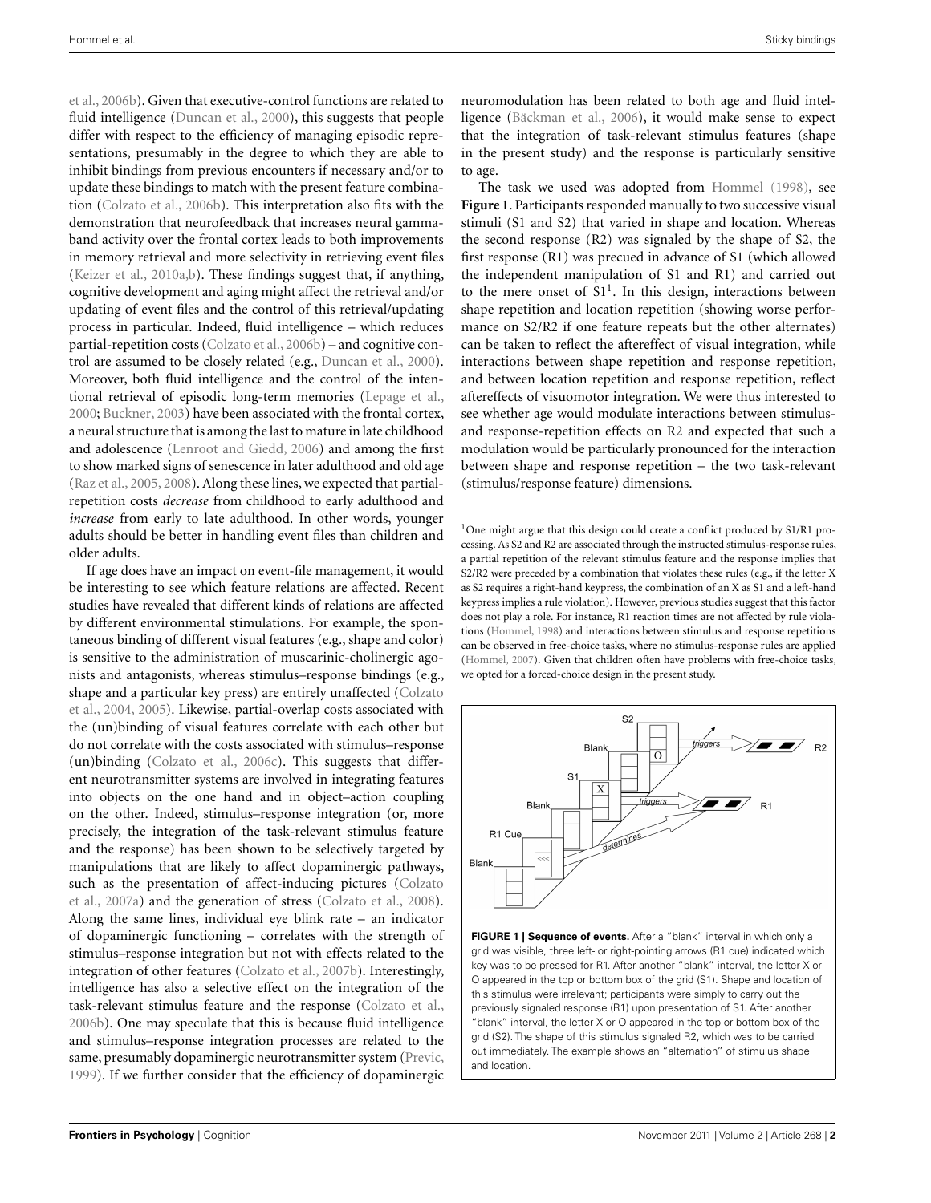et al., 2006b). Given that executive-control functions are related to fluid intelligence (Duncan et al., 2000), this suggests that people differ with respect to the efficiency of managing episodic representations, presumably in the degree to which they are able to inhibit bindings from previous encounters if necessary and/or to update these bindings to match with the present feature combination (Colzato et al., 2006b). This interpretation also fits with the demonstration that neurofeedback that increases neural gamma-band activity over the frontal cortex leads to both improvements in memory retrieval and more selectivity in retrieving event files (Keizer et al., 2010a,b). These findings suggest that, if anything, cognitive development and aging might affect the retrieval and/or updating of event files and the control of this retrieval/updating process in particular. Indeed, fluid intelligence – which reduces partial-repetition costs (Colzato et al., 2006b) – and cognitive control are assumed to be closely related (e.g., Duncan et al., 2000). Moreover, both fluid intelligence and the control of the intentional retrieval of episodic long-term memories (Lepage et al., 2000; Buckner, 2003) have been associated with the frontal cortex, a neural structure that is among the last to mature in late childhood and adolescence (Lenroot and Giedd, 2006) and among the first to show marked signs of senescence in later adulthood and old age (Raz et al., 2005, 2008). Along these lines, we expected that partial-repetition costs *decrease* from childhood to early adulthood and *increase* from early to late adulthood. In other words, younger adults should be better in handling event files than children and older adults.

If age does have an impact on event-file management, it would be interesting to see which feature relations are affected. Recent studies have revealed that different kinds of relations are affected by different environmental stimulations. For example, the spontaneous binding of different visual features (e.g., shape and color) is sensitive to the administration of muscarinic-cholinergic agonists and antagonists, whereas stimulus–response bindings (e.g., shape and a particular key press) are entirely unaffected (Colzato et al., 2004, 2005). Likewise, partial-overlap costs associated with the (un)binding of visual features correlate with each other but do not correlate with the costs associated with stimulus–response (un)binding (Colzato et al., 2006c). This suggests that different neurotransmitter systems are involved in integrating features into objects on the one hand and in object–action coupling on the other. Indeed, stimulus–response integration (or, more precisely, the integration of the task-relevant stimulus feature and the response) has been shown to be selectively targeted by manipulations that are likely to affect dopaminergic pathways, such as the presentation of affect-inducing pictures (Colzato et al., 2007a) and the generation of stress (Colzato et al., 2008). Along the same lines, individual eye blink rate – an indicator of dopaminergic functioning – correlates with the strength of stimulus–response integration but not with effects related to the integration of other features (Colzato et al., 2007b). Interestingly, intelligence has also a selective effect on the integration of the task-relevant stimulus feature and the response (Colzato et al., 2006b). One may speculate that this is because fluid intelligence and stimulus–response integration processes are related to the same, presumably dopaminergic neurotransmitter system (Previc, 1999). If we further consider that the efficiency of dopaminergic neuromodulation has been related to both age and fluid intelligence (Bäckman et al., 2006), it would make sense to expect that the integration of task-relevant stimulus features (shape in the present study) and the response is particularly sensitive to age.

The task we used was adopted from Hommel (1998), see **Figure 1**. Participants responded manually to two successive visual stimuli (S1 and S2) that varied in shape and location. Whereas the second response (R2) was signaled by the shape of S2, the first response (R1) was precued in advance of S1 (which allowed the independent manipulation of S1 and R1) and carried out to the mere onset of S1[1]. In this design, interactions between shape repetition and location repetition (showing worse performance on S2/R2 if one feature repeats but the other alternates) can be taken to reflect the aftereffect of visual integration, while interactions between shape repetition and response repetition, and between location repetition and response repetition, reflect aftereffects of visuomotor integration. We were thus interested to see whether age would modulate interactions between stimulus- and response-repetition effects on R2 and expected that such a modulation would be particularly pronounced for the interaction between shape and response repetition – the two task-relevant (stimulus/response feature) dimensions.

[1]One might argue that this design could create a conflict produced by S1/R1 processing. As S2 and R2 are associated through the instructed stimulus-response rules, a partial repetition of the relevant stimulus feature and the response implies that S2/R2 were preceded by a combination that violates these rules (e.g., if the letter X as S2 requires a right-hand keypress, the combination of an X as S1 and a left-hand keypress implies a rule violation). However, previous studies suggest that this factor does not play a role. For instance, R1 reaction times are not affected by rule violations (Hommel, 1998) and interactions between stimulus and response repetitions can be observed in free-choice tasks, where no stimulus-response rules are applied (Hommel, 2007). Given that children often have problems with free-choice tasks, we opted for a forced-choice design in the present study.

**FIGURE 1 | Sequence of events.** After a "blank" interval in which only a grid was visible, three left- or right-pointing arrows (R1 cue) indicated which key was to be pressed for R1. After another "blank" interval, the letter X or O appeared in the top or bottom box of the grid (S1). Shape and location of this stimulus were irrelevant; participants were simply to carry out the previously signaled response (R1) upon presentation of S1. After another "blank" interval, the letter X or O appeared in the top or bottom box of the grid (S2). The shape of this stimulus signaled R2, which was to be carried out immediately. The example shows an "alternation" of stimulus shape and location.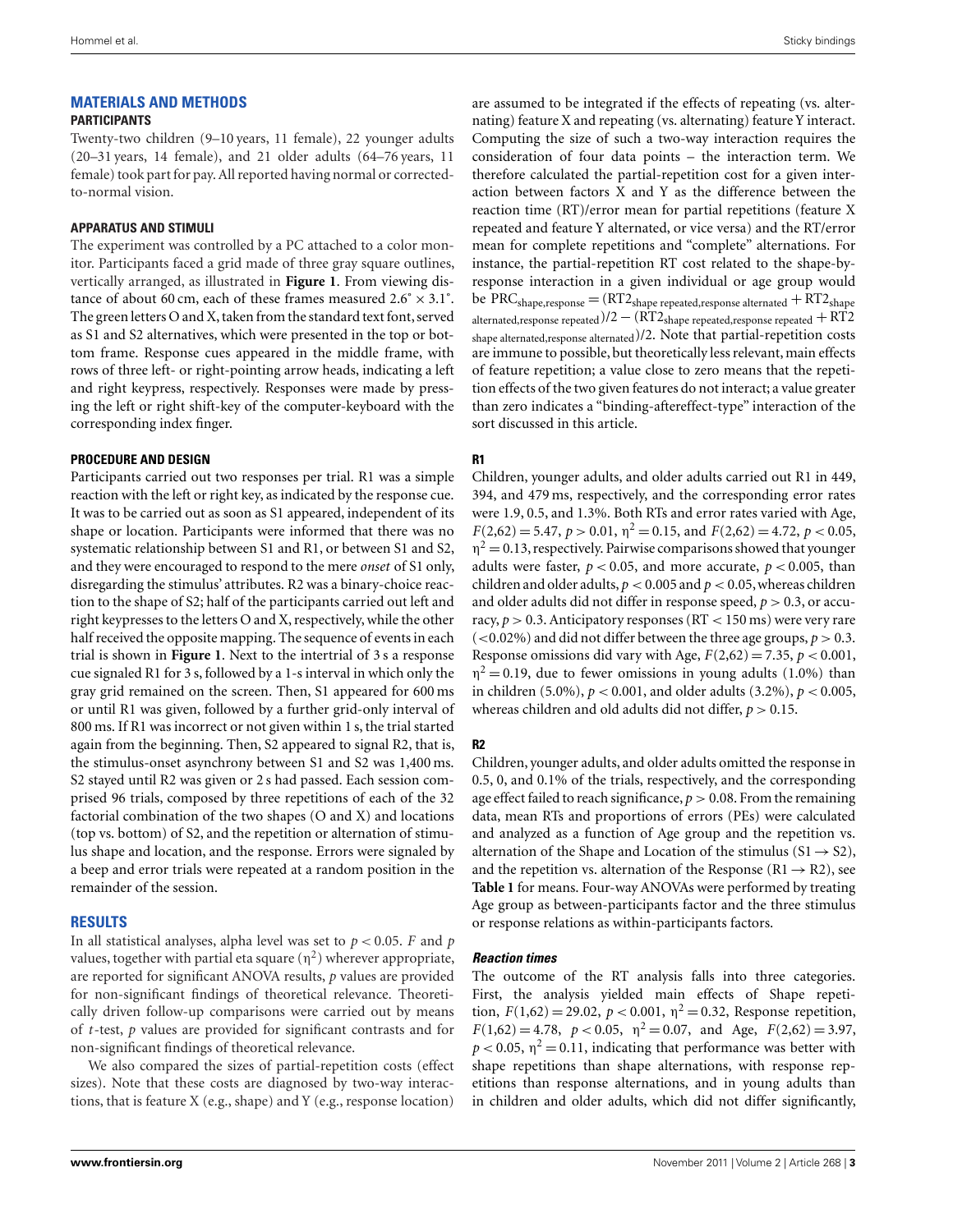## MATERIALS AND METHODS

### PARTICIPANTS

Twenty-two children (9–10 years, 11 female), 22 younger adults (20–31 years, 14 female), and 21 older adults (64–76 years, 11 female) took part for pay. All reported having normal or corrected-to-normal vision.

### APPARATUS AND STIMULI

The experiment was controlled by a PC attached to a color monitor. Participants faced a grid made of three gray square outlines, vertically arranged, as illustrated in **Figure 1**. From viewing distance of about 60 cm, each of these frames measured 2.6˚ × 3.1˚. The green letters O and X, taken from the standard text font, served as S1 and S2 alternatives, which were presented in the top or bottom frame. Response cues appeared in the middle frame, with rows of three left- or right-pointing arrow heads, indicating a left and right keypress, respectively. Responses were made by pressing the left or right shift-key of the computer-keyboard with the corresponding index finger.

### PROCEDURE AND DESIGN

Participants carried out two responses per trial. R1 was a simple reaction with the left or right key, as indicated by the response cue. It was to be carried out as soon as S1 appeared, independent of its shape or location. Participants were informed that there was no systematic relationship between S1 and R1, or between S1 and S2, and they were encouraged to respond to the mere *onset* of S1 only, disregarding the stimulus' attributes. R2 was a binary-choice reaction to the shape of S2; half of the participants carried out left and right keypresses to the letters O and X, respectively, while the other half received the opposite mapping. The sequence of events in each trial is shown in **Figure 1**. Next to the intertrial of 3 s a response cue signaled R1 for 3 s, followed by a 1-s interval in which only the gray grid remained on the screen. Then, S1 appeared for 600 ms or until R1 was given, followed by a further grid-only interval of 800 ms. If R1 was incorrect or not given within 1 s, the trial started again from the beginning. Then, S2 appeared to signal R2, that is, the stimulus-onset asynchrony between S1 and S2 was 1,400 ms. S2 stayed until R2 was given or 2 s had passed. Each session comprised 96 trials, composed by three repetitions of each of the 32 factorial combination of the two shapes (O and X) and locations (top vs. bottom) of S2, and the repetition or alternation of stimulus shape and location, and the response. Errors were signaled by a beep and error trials were repeated at a random position in the remainder of the session.

## RESULTS

In all statistical analyses, alpha level was set to $p < 0.05$. $F$ and $p$ values, together with partial eta square ($\eta^2$) wherever appropriate, are reported for significant ANOVA results, $p$ values are provided for non-significant findings of theoretical relevance. Theoretically driven follow-up comparisons were carried out by means of $t$-test, $p$ values are provided for significant contrasts and for non-significant findings of theoretical relevance.

We also compared the sizes of partial-repetition costs (effect sizes). Note that these costs are diagnosed by two-way interactions, that is feature X (e.g., shape) and Y (e.g., response location) are assumed to be integrated if the effects of repeating (vs. alternating) feature X and repeating (vs. alternating) feature Y interact. Computing the size of such a two-way interaction requires the consideration of four data points – the interaction term. We therefore calculated the partial-repetition cost for a given interaction between factors X and Y as the difference between the reaction time (RT)/error mean for partial repetitions (feature X repeated and feature Y alternated, or vice versa) and the RT/error mean for complete repetitions and "complete" alternations. For instance, the partial-repetition RT cost related to the shape-by-response interaction in a given individual or age group would be $PRC_{shape,response} = (RT2_{shape\ repeated,response\ alternated} + RT2_{shape\ alternated,response\ repeated})/2 - (RT2_{shape\ repeated,response\ repeated} + RT2_{shape\ alternated,response\ alternated})/2$. Note that partial-repetition costs are immune to possible, but theoretically less relevant, main effects of feature repetition; a value close to zero means that the repetition effects of the two given features do not interact; a value greater than zero indicates a "binding-aftereffect-type" interaction of the sort discussed in this article.

### R1

Children, younger adults, and older adults carried out R1 in 449, 394, and 479 ms, respectively, and the corresponding error rates were 1.9, 0.5, and 1.3%. Both RTs and error rates varied with Age, $F(2,62) = 5.47$, $p > 0.01$, $\eta^2 = 0.15$, and $F(2,62) = 4.72$, $p < 0.05$, $\eta^2 = 0.13$, respectively. Pairwise comparisons showed that younger adults were faster, $p < 0.05$, and more accurate, $p < 0.005$, than children and older adults, $p < 0.005$ and $p < 0.05$, whereas children and older adults did not differ in response speed, $p > 0.3$, or accuracy, $p > 0.3$. Anticipatory responses (RT < 150 ms) were very rare (<0.02%) and did not differ between the three age groups, $p > 0.3$. Response omissions did vary with Age, $F(2,62) = 7.35$, $p < 0.001$, $\eta^2 = 0.19$, due to fewer omissions in young adults (1.0%) than in children (5.0%), $p < 0.001$, and older adults (3.2%), $p < 0.005$, whereas children and old adults did not differ, $p > 0.15$.

### R2

Children, younger adults, and older adults omitted the response in 0.5, 0, and 0.1% of the trials, respectively, and the corresponding age effect failed to reach significance, $p > 0.08$. From the remaining data, mean RTs and proportions of errors (PEs) were calculated and analyzed as a function of Age group and the repetition vs. alternation of the Shape and Location of the stimulus (S1 → S2), and the repetition vs. alternation of the Response (R1 → R2), see **Table 1** for means. Four-way ANOVAs were performed by treating Age group as between-participants factor and the three stimulus or response relations as within-participants factors.

#### *Reaction times*

The outcome of the RT analysis falls into three categories. First, the analysis yielded main effects of Shape repetition, $F(1,62) = 29.02$, $p < 0.001$, $\eta^2 = 0.32$, Response repetition, $F(1,62) = 4.78$, $p < 0.05$, $\eta^2 = 0.07$, and Age, $F(2,62) = 3.97$, $p < 0.05$, $\eta^2 = 0.11$, indicating that performance was better with shape repetitions than shape alternations, with response repetitions than response alternations, and in young adults than in children and older adults, which did not differ significantly,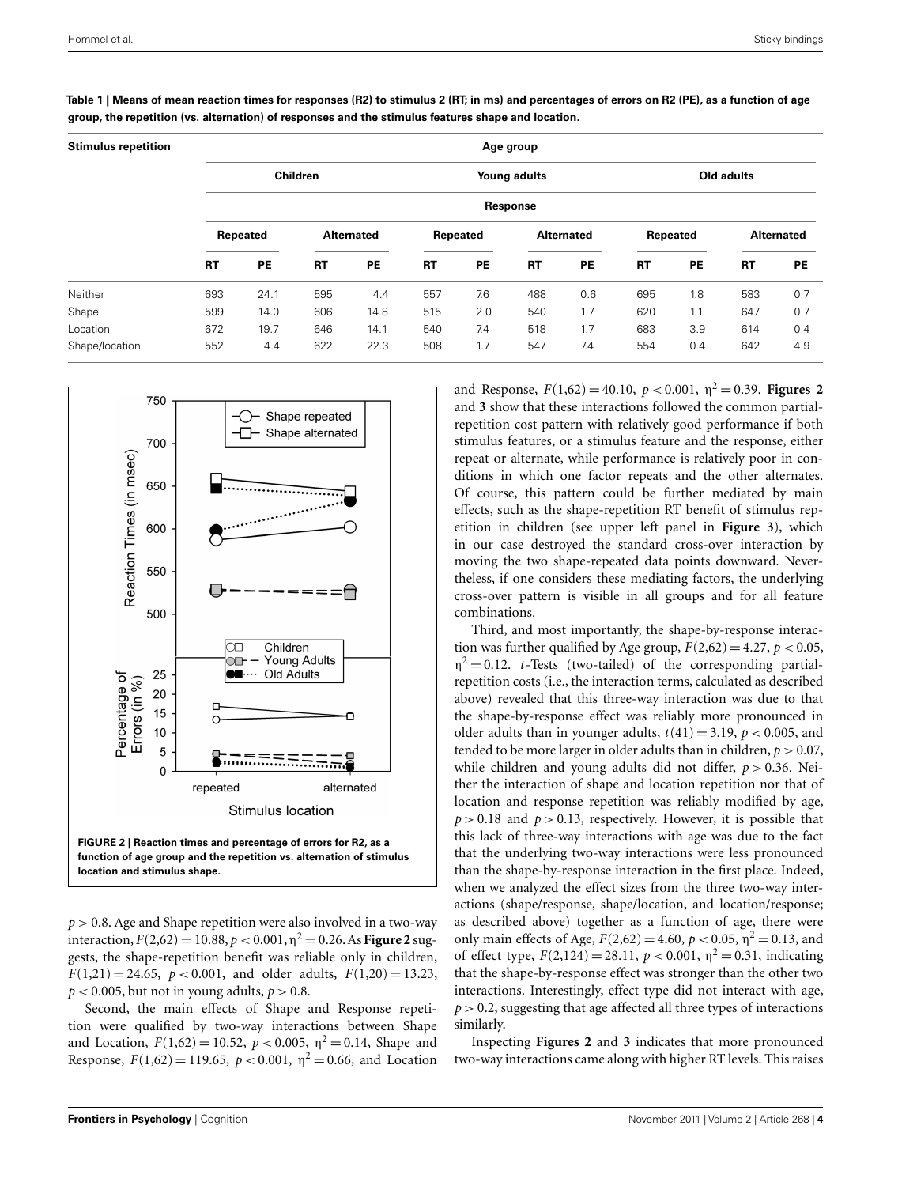**Table 1 | Means of mean reaction times for responses (R2) to stimulus 2 (RT; in ms) and percentages of errors on R2 (PE), as a function of age group, the repetition (vs. alternation) of responses and the stimulus features shape and location.**

| Stimulus repetition | Age group | | | | | | | | | | | |
|---|---|---|---|---|---|---|---|---|---|---|---|---|
| | Children | | | | Young adults | | | | Old adults | | | |
| | Response | | | | | | | | | | | |
| | Repeated | | Alternated | | Repeated | | Alternated | | Repeated | | Alternated | |
| | RT | PE | RT | PE | RT | PE | RT | PE | RT | PE | RT | PE |
| Neither | 693 | 24.1 | 595 | 4.4 | 557 | 7.6 | 488 | 0.6 | 695 | 1.8 | 583 | 0.7 |
| Shape | 599 | 14.0 | 606 | 14.8 | 515 | 2.0 | 540 | 1.7 | 620 | 1.1 | 647 | 0.7 |
| Location | 672 | 19.7 | 646 | 14.1 | 540 | 7.4 | 518 | 1.7 | 683 | 3.9 | 614 | 0.4 |
| Shape/location | 552 | 4.4 | 622 | 22.3 | 508 | 1.7 | 547 | 7.4 | 554 | 0.4 | 642 | 4.9 |

**FIGURE 2 | Reaction times and percentage of errors for R2, as a function of age group and the repetition vs. alternation of stimulus location and stimulus shape.**

$p > 0.8$. Age and Shape repetition were also involved in a two-way interaction, $F(2,62) = 10.88$, $p < 0.001$, $\eta^2 = 0.26$. As **Figure 2** suggests, the shape-repetition benefit was reliable only in children, $F(1,21) = 24.65$, $p < 0.001$, and older adults, $F(1,20) = 13.23$, $p < 0.005$, but not in young adults, $p > 0.8$.

Second, the main effects of Shape and Response repetition were qualified by two-way interactions between Shape and Location, $F(1,62) = 10.52$, $p < 0.005$, $\eta^2 = 0.14$, Shape and Response, $F(1,62) = 119.65$, $p < 0.001$, $\eta^2 = 0.66$, and Location and Response, $F(1,62) = 40.10$, $p < 0.001$, $\eta^2 = 0.39$. **Figures 2** and **3** show that these interactions followed the common partial-repetition cost pattern with relatively good performance if both stimulus features, or a stimulus feature and the response, either repeat or alternate, while performance is relatively poor in conditions in which one factor repeats and the other alternates. Of course, this pattern could be further mediated by main effects, such as the shape-repetition RT benefit of stimulus repetition in children (see upper left panel in **Figure 3**), which in our case destroyed the standard cross-over interaction by moving the two shape-repeated data points downward. Nevertheless, if one considers these mediating factors, the underlying cross-over pattern is visible in all groups and for all feature combinations.

Third, and most importantly, the shape-by-response interaction was further qualified by Age group, $F(2,62) = 4.27$, $p < 0.05$, $\eta^2 = 0.12$. *t*-Tests (two-tailed) of the corresponding partial-repetition costs (i.e., the interaction terms, calculated as described above) revealed that this three-way interaction was due to that the shape-by-response effect was reliably more pronounced in older adults than in younger adults, $t(41) = 3.19$, $p < 0.005$, and tended to be more larger in older adults than in children, $p > 0.07$, while children and young adults did not differ, $p > 0.36$. Neither the interaction of shape and location repetition nor that of location and response repetition was reliably modified by age, $p > 0.18$ and $p > 0.13$, respectively. However, it is possible that this lack of three-way interactions with age was due to the fact that the underlying two-way interactions were less pronounced than the shape-by-response interaction in the first place. Indeed, when we analyzed the effect sizes from the three two-way interactions (shape/response, shape/location, and location/response; as described above) together as a function of age, there were only main effects of Age, $F(2,62) = 4.60$, $p < 0.05$, $\eta^2 = 0.13$, and of effect type, $F(2,124) = 28.11$, $p < 0.001$, $\eta^2 = 0.31$, indicating that the shape-by-response effect was stronger than the other two interactions. Interestingly, effect type did not interact with age, $p > 0.2$, suggesting that age affected all three types of interactions similarly.

Inspecting **Figures 2** and **3** indicates that more pronounced two-way interactions came along with higher RT levels. This raises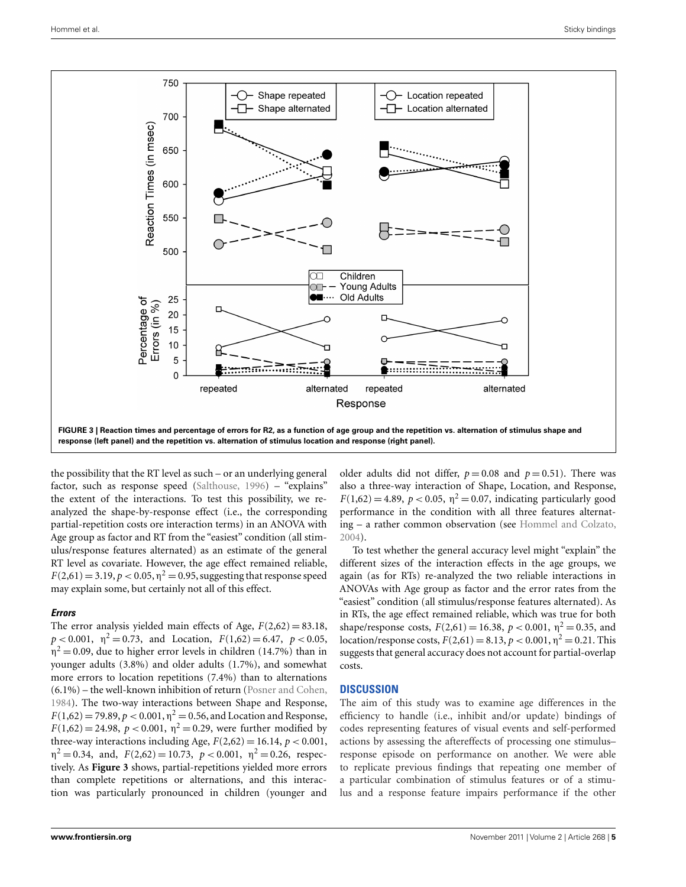**FIGURE 3 | Reaction times and percentage of errors for R2, as a function of age group and the repetition vs. alternation of stimulus shape and response (left panel) and the repetition vs. alternation of stimulus location and response (right panel).**

the possibility that the RT level as such – or an underlying general factor, such as response speed (Salthouse, 1996) – "explains" the extent of the interactions. To test this possibility, we reanalyzed the shape-by-response effect (i.e., the corresponding partial-repetition costs ore interaction terms) in an ANOVA with Age group as factor and RT from the "easiest" condition (all stimulus/response features alternated) as an estimate of the general RT level as covariate. However, the age effect remained reliable, $F(2,61) = 3.19$, $p < 0.05$, $\eta^2 = 0.95$, suggesting that response speed may explain some, but certainly not all of this effect.

### *Errors*

The error analysis yielded main effects of Age, $F(2,62) = 83.18$, $p < 0.001$, $\eta^2 = 0.73$, and Location, $F(1,62) = 6.47$, $p < 0.05$, $\eta^2 = 0.09$, due to higher error levels in children (14.7%) than in younger adults (3.8%) and older adults (1.7%), and somewhat more errors to location repetitions (7.4%) than to alternations (6.1%) – the well-known inhibition of return (Posner and Cohen, 1984). The two-way interactions between Shape and Response, $F(1,62) = 79.89$, $p < 0.001$, $\eta^2 = 0.56$, and Location and Response, $F(1,62) = 24.98$, $p < 0.001$, $\eta^2 = 0.29$, were further modified by three-way interactions including Age, $F(2,62) = 16.14$, $p < 0.001$, $\eta^2 = 0.34$, and, $F(2,62) = 10.73$, $p < 0.001$, $\eta^2 = 0.26$, respectively. As **Figure 3** shows, partial-repetitions yielded more errors than complete repetitions or alternations, and this interaction was particularly pronounced in children (younger and older adults did not differ, $p = 0.08$ and $p = 0.51$). There was also a three-way interaction of Shape, Location, and Response, $F(1,62) = 4.89$, $p < 0.05$, $\eta^2 = 0.07$, indicating particularly good performance in the condition with all three features alternating – a rather common observation (see Hommel and Colzato, 2004).

To test whether the general accuracy level might "explain" the different sizes of the interaction effects in the age groups, we again (as for RTs) re-analyzed the two reliable interactions in ANOVAs with Age group as factor and the error rates from the "easiest" condition (all stimulus/response features alternated). As in RTs, the age effect remained reliable, which was true for both shape/response costs, $F(2,61) = 16.38$, $p < 0.001$, $\eta^2 = 0.35$, and location/response costs, $F(2,61) = 8.13$, $p < 0.001$, $\eta^2 = 0.21$. This suggests that general accuracy does not account for partial-overlap costs.

## DISCUSSION

The aim of this study was to examine age differences in the efficiency to handle (i.e., inhibit and/or update) bindings of codes representing features of visual events and self-performed actions by assessing the aftereffects of processing one stimulus–response episode on performance on another. We were able to replicate previous findings that repeating one member of a particular combination of stimulus features or of a stimulus and a response feature impairs performance if the other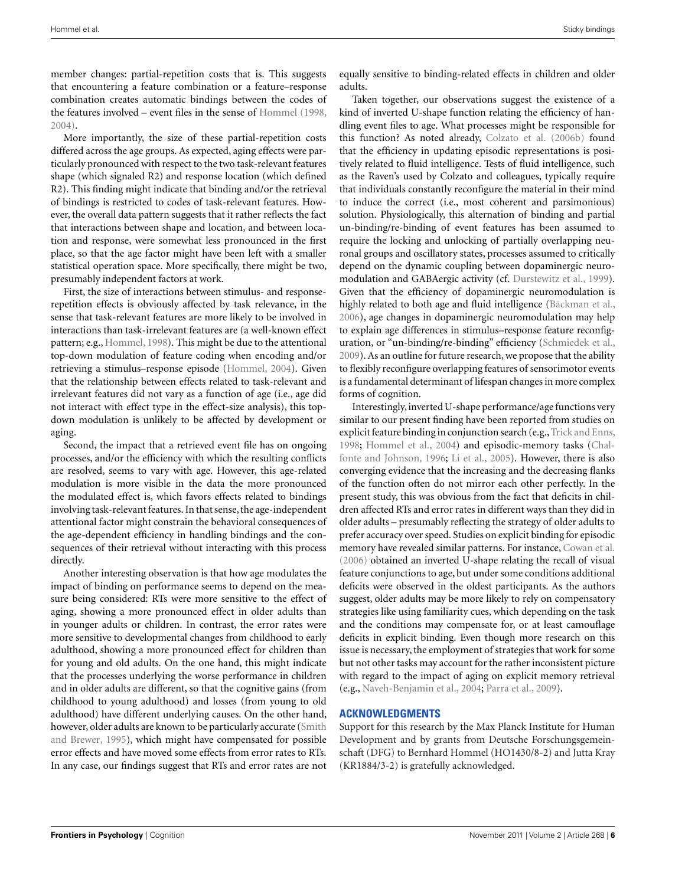member changes: partial-repetition costs that is. This suggests that encountering a feature combination or a feature–response combination creates automatic bindings between the codes of the features involved – event files in the sense of Hommel (1998, 2004).

More importantly, the size of these partial-repetition costs differed across the age groups. As expected, aging effects were particularly pronounced with respect to the two task-relevant features shape (which signaled R2) and response location (which defined R2). This finding might indicate that binding and/or the retrieval of bindings is restricted to codes of task-relevant features. However, the overall data pattern suggests that it rather reflects the fact that interactions between shape and location, and between location and response, were somewhat less pronounced in the first place, so that the age factor might have been left with a smaller statistical operation space. More specifically, there might be two, presumably independent factors at work.

First, the size of interactions between stimulus- and response-repetition effects is obviously affected by task relevance, in the sense that task-relevant features are more likely to be involved in interactions than task-irrelevant features are (a well-known effect pattern; e.g., Hommel, 1998). This might be due to the attentional top-down modulation of feature coding when encoding and/or retrieving a stimulus–response episode (Hommel, 2004). Given that the relationship between effects related to task-relevant and irrelevant features did not vary as a function of age (i.e., age did not interact with effect type in the effect-size analysis), this top-down modulation is unlikely to be affected by development or aging.

Second, the impact that a retrieved event file has on ongoing processes, and/or the efficiency with which the resulting conflicts are resolved, seems to vary with age. However, this age-related modulation is more visible in the data the more pronounced the modulated effect is, which favors effects related to bindings involving task-relevant features. In that sense, the age-independent attentional factor might constrain the behavioral consequences of the age-dependent efficiency in handling bindings and the consequences of their retrieval without interacting with this process directly.

Another interesting observation is that how age modulates the impact of binding on performance seems to depend on the measure being considered: RTs were more sensitive to the effect of aging, showing a more pronounced effect in older adults than in younger adults or children. In contrast, the error rates were more sensitive to developmental changes from childhood to early adulthood, showing a more pronounced effect for children than for young and old adults. On the one hand, this might indicate that the processes underlying the worse performance in children and in older adults are different, so that the cognitive gains (from childhood to young adulthood) and losses (from young to old adulthood) have different underlying causes. On the other hand, however, older adults are known to be particularly accurate (Smith and Brewer, 1995), which might have compensated for possible error effects and have moved some effects from error rates to RTs. In any case, our findings suggest that RTs and error rates are not equally sensitive to binding-related effects in children and older adults.

Taken together, our observations suggest the existence of a kind of inverted U-shape function relating the efficiency of handling event files to age. What processes might be responsible for this function? As noted already, Colzato et al. (2006b) found that the efficiency in updating episodic representations is positively related to fluid intelligence. Tests of fluid intelligence, such as the Raven's used by Colzato and colleagues, typically require that individuals constantly reconfigure the material in their mind to induce the correct (i.e., most coherent and parsimonious) solution. Physiologically, this alternation of binding and partial un-binding/re-binding of event features has been assumed to require the locking and unlocking of partially overlapping neuronal groups and oscillatory states, processes assumed to critically depend on the dynamic coupling between dopaminergic neuromodulation and GABAergic activity (cf. Durstewitz et al., 1999). Given that the efficiency of dopaminergic neuromodulation is highly related to both age and fluid intelligence (Bäckman et al., 2006), age changes in dopaminergic neuromodulation may help to explain age differences in stimulus–response feature reconfiguration, or "un-binding/re-binding" efficiency (Schmiedek et al., 2009). As an outline for future research, we propose that the ability to flexibly reconfigure overlapping features of sensorimotor events is a fundamental determinant of lifespan changes in more complex forms of cognition.

Interestingly, inverted U-shape performance/age functions very similar to our present finding have been reported from studies on explicit feature binding in conjunction search (e.g., Trick and Enns, 1998; Hommel et al., 2004) and episodic-memory tasks (Chalfonte and Johnson, 1996; Li et al., 2005). However, there is also converging evidence that the increasing and the decreasing flanks of the function often do not mirror each other perfectly. In the present study, this was obvious from the fact that deficits in children affected RTs and error rates in different ways than they did in older adults – presumably reflecting the strategy of older adults to prefer accuracy over speed. Studies on explicit binding for episodic memory have revealed similar patterns. For instance, Cowan et al. (2006) obtained an inverted U-shape relating the recall of visual feature conjunctions to age, but under some conditions additional deficits were observed in the oldest participants. As the authors suggest, older adults may be more likely to rely on compensatory strategies like using familiarity cues, which depending on the task and the conditions may compensate for, or at least camouflage deficits in explicit binding. Even though more research on this issue is necessary, the employment of strategies that work for some but not other tasks may account for the rather inconsistent picture with regard to the impact of aging on explicit memory retrieval (e.g., Naveh-Benjamin et al., 2004; Parra et al., 2009).

## ACKNOWLEDGMENTS

Support for this research by the Max Planck Institute for Human Development and by grants from Deutsche Forschungsgemeinschaft (DFG) to Bernhard Hommel (HO1430/8-2) and Jutta Kray (KR1884/3-2) is gratefully acknowledged.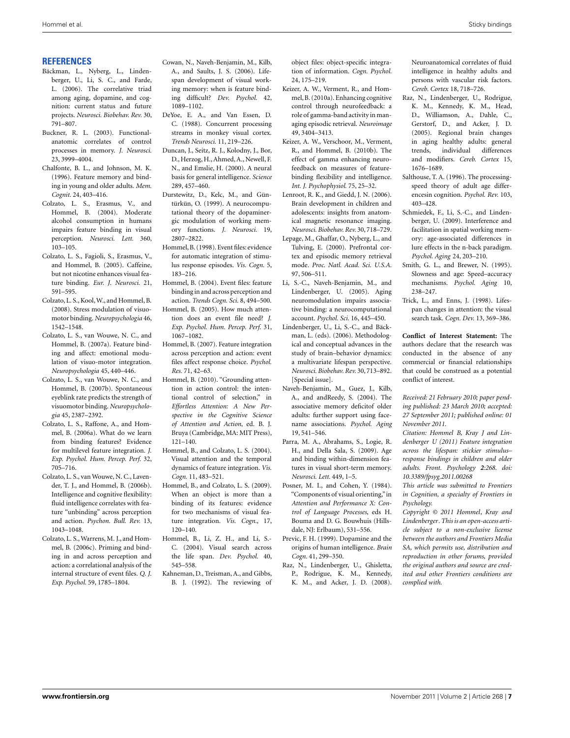## REFERENCES

Bäckman, L., Nyberg, L., Lindenberger, U., Li, S. C., and Farde, L. (2006). The correlative triad among aging, dopamine, and cognition: current status and future projects. *Neurosci. Biobehav. Rev.* 30, 791–807.

Buckner, R. L. (2003). Functional-anatomic correlates of control processes in memory. *J. Neurosci.* 23, 3999–4004.

Chalfonte, B. L., and Johnson, M. K. (1996). Feature memory and binding in young and older adults. *Mem. Cognit.* 24, 403–416.

Colzato, L. S., Erasmus, V., and Hommel, B. (2004). Moderate alcohol consumption in humans impairs feature binding in visual perception. *Neurosci. Lett.* 360, 103–105.

Colzato, L. S., Fagioli, S., Erasmus, V., and Hommel, B. (2005). Caffeine, but not nicotine enhances visual feature binding. *Eur. J. Neurosci.* 21, 591–595.

Colzato, L. S., Kool, W., and Hommel, B. (2008). Stress modulation of visuomotor binding. *Neuropsychologia* 46, 1542–1548.

Colzato, L. S., van Wouwe, N. C., and Hommel, B. (2007a). Feature binding and affect: emotional modulation of visuo-motor integration. *Neuropsychologia* 45, 440–446.

Colzato, L. S., van Wouwe, N. C., and Hommel, B. (2007b). Spontaneous eyeblink rate predicts the strength of visuomotor binding. *Neuropsychologia* 45, 2387–2392.

Colzato, L. S., Raffone, A., and Hommel, B. (2006a). What do we learn from binding features? Evidence for multilevel feature integration. *J. Exp. Psychol. Hum. Percep. Perf.* 32, 705–716.

Colzato, L. S., van Wouwe, N. C., Lavender, T. J., and Hommel, B. (2006b). Intelligence and cognitive flexibility: fluid intelligence correlates with feature "unbinding" across perception and action. *Psychon. Bull. Rev.* 13, 1043–1048.

Colzato, L. S., Warrens, M. J., and Hommel, B. (2006c). Priming and binding in and across perception and action: a correlational analysis of the internal structure of event files. *Q. J. Exp. Psychol.* 59, 1785–1804.

Cowan, N., Naveh-Benjamin, M., Kilb, A., and Saults, J. S. (2006). Life-span development of visual working memory: when is feature binding difficult? *Dev. Psychol.* 42, 1089–1102.

DeYoe, E. A., and Van Essen, D. C. (1988). Concurrent processing streams in monkey visual cortex. *Trends Neurosci.* 11, 219–226.

Duncan, J., Seitz, R. J., Kolodny, J., Bor, D., Herzog, H., Ahmed, A., Newell, F. N., and Emslie, H. (2000). A neural basis for general intelligence. *Science* 289, 457–460.

Durstewitz, D., Kelc, M., and Güntürkün, O. (1999). A neurocomputational theory of the dopaminergic modulation of working memory functions. *J. Neurosci.* 19, 2807–2822.

Hommel, B. (1998). Event files: evidence for automatic integration of stimulus response episodes. *Vis. Cogn.* 5, 183–216.

Hommel, B. (2004). Event files: feature binding in and across perception and action. *Trends Cogn. Sci.* 8, 494–500.

Hommel, B. (2005). How much attention does an event file need? *J. Exp. Psychol. Hum. Percep. Perf.* 31, 1067–1082.

Hommel, B. (2007). Feature integration across perception and action: event files affect response choice. *Psychol. Res.* 71, 42–63.

Hommel, B. (2010). "Grounding attention in action control: the intentional control of selection," in *Effortless Attention: A New Perspective in the Cognitive Science of Attention and Action*, ed. B. J. Bruya (Cambridge, MA: MIT Press), 121–140.

Hommel, B., and Colzato, L. S. (2004). Visual attention and the temporal dynamics of feature integration. *Vis. Cogn.* 11, 483–521.

Hommel, B., and Colzato, L. S. (2009). When an object is more than a binding of its features: evidence for two mechanisms of visual feature integration. *Vis. Cogn.*, 17, 120–140.

Hommel, B., Li, Z. H., and Li, S.-C. (2004). Visual search across the life span. *Dev. Psychol.* 40, 545–558.

Kahneman, D., Treisman, A., and Gibbs, B. J. (1992). The reviewing of object files: object-specific integration of information. *Cogn. Psychol.* 24, 175–219.

Keizer, A. W., Verment, R., and Hommel, B. (2010a). Enhancing cognitive control through neurofeedback: a role of gamma-band activity in managing episodic retrieval. *Neuroimage* 49, 3404–3413.

Keizer, A. W., Verschoor, M., Verment, R., and Hommel, B. (2010b). The effect of gamma enhancing neurofeedback on measures of feature-binding flexibility and intelligence. *Int. J. Psychophysiol.* 75, 25–32.

Lenroot, R. K., and Giedd, J. N. (2006). Brain development in children and adolescents: insights from anatomical magnetic resonance imaging. *Neurosci. Biobehav. Rev.* 30, 718–729.

Lepage, M., Ghaffar, O., Nyberg, L., and Tulving, E. (2000). Prefrontal cortex and episodic memory retrieval mode. *Proc. Natl. Acad. Sci. U.S.A.* 97, 506–511.

Li, S.-C., Naveh-Benjamin, M., and Lindenberger, U. (2005). Aging neuromodulation impairs associative binding: a neurocomputational account. *Psychol. Sci.* 16, 445–450.

Lindenberger, U., Li, S.-C., and Bäckman, L. (eds). (2006). Methodological and conceptual advances in the study of brain–behavior dynamics: a multivariate lifespan perspective. *Neurosci. Biobehav. Rev.* 30, 713–892. [Special issue].

Naveh-Benjamin, M., Guez, J., Kilb, A., and andReedy, S. (2004). The associative memory deficitof older adults: further support using face-name associations. *Psychol. Aging* 19, 541–546.

Parra, M. A., Abrahams, S., Logie, R. H., and Della Sala, S. (2009). Age and binding within-dimension features in visual short-term memory. *Neurosci. Lett.* 449, 1–5.

Posner, M. I., and Cohen, Y. (1984). "Components of visual orienting," in *Attention and Performance X: Control of Language Processes*, eds H. Bouma and D. G. Bouwhuis (Hillsdale, NJ: Erlbaum), 531–556.

Previc, F. H. (1999). Dopamine and the origins of human intelligence. *Brain Cogn.* 41, 299–350.

Raz, N., Lindenberger, U., Ghisletta, P., Rodrigue, K. M., Kennedy, K. M., and Acker, J. D. (2008). Neuroanatomical correlates of fluid intelligence in healthy adults and persons with vascular risk factors. *Cereb. Cortex* 18, 718–726.

Raz, N., Lindenberger, U., Rodrigue, K. M., Kennedy, K. M., Head, D., Williamson, A., Dahle, C., Gerstorf, D., and Acker, J. D. (2005). Regional brain changes in aging healthy adults: general trends, individual differences and modifiers. *Cereb. Cortex* 15, 1676–1689.

Salthouse, T. A. (1996). The processing-speed theory of adult age differencesin cognition. *Psychol. Rev.* 103, 403–428.

Schmiedek, F., Li, S.-C., and Lindenberger, U. (2009). Interference and facilitation in spatial working memory: age-associated differences in lure effects in the n-back paradigm. *Psychol. Aging* 24, 203–210.

Smith, G. L., and Brewer, N. (1995). Slowness and age: Speed–accuracy mechanisms. *Psychol. Aging* 10, 238–247.

Trick, L., and Enns, J. (1998). Lifespan changes in attention: the visual search task. *Cogn. Dev.* 13, 369–386.

**Conflict of Interest Statement:** The authors declare that the research was conducted in the absence of any commercial or financial relationships that could be construed as a potential conflict of interest.

*Received: 21 February 2010; paper pending published: 23 March 2010; accepted: 27 September 2011; published online: 01 November 2011.*

*Citation: Hommel B, Kray J and Lindenberger U (2011) Feature integration across the lifespan: stickier stimulus–response bindings in children and older adults. Front. Psychology* ***2****:268. doi: 10.3389/fpsyg.2011.00268*

*This article was submitted to Frontiers in Cognition, a specialty of Frontiers in Psychology.*

*Copyright © 2011 Hommel, Kray and Lindenberger. This is an open-access article subject to a non-exclusive license between the authors and Frontiers Media SA, which permits use, distribution and reproduction in other forums, provided the original authors and source are credited and other Frontiers conditions are complied with.*